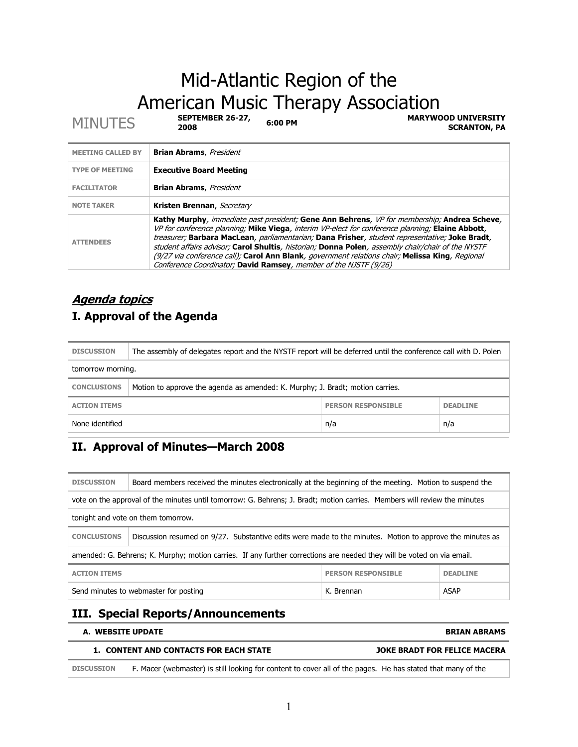# Mid-Atlantic Region of the American Music Therapy Association

MINUTES **SEPTEMBER 26-27, 2008** **6:00 PM** **MARYWOOD UNIVERSITY SCRANTON, PA**

| | |
|---|---|
| MEETING CALLED BY | **Brian Abrams**, *President* |
| TYPE OF MEETING | **Executive Board Meeting** |
| FACILITATOR | **Brian Abrams**, *President* |
| NOTE TAKER | **Kristen Brennan**, *Secretary* |
| ATTENDEES | **Kathy Murphy**, *immediate past president;* **Gene Ann Behrens**, *VP for membership;* **Andrea Scheve**, *VP for conference planning;* **Mike Viega**, *interim VP-elect for conference planning;* **Elaine Abbott**, *treasurer;* **Barbara MacLean**, *parliamentarian;* **Dana Frisher**, *student representative;* **Joke Bradt**, *student affairs advisor;* **Carol Shultis**, *historian;* **Donna Polen**, *assembly chair/chair of the NYSTF (9/27 via conference call);* **Carol Ann Blank**, *government relations chair;* **Melissa King**, *Regional Conference Coordinator;* **David Ramsey**, *member of the NJSTF (9/26)* |

## *Agenda topics*

## I. Approval of the Agenda

| | | | |
|---|---|---|---|
| DISCUSSION | The assembly of delegates report and the NYSTF report will be deferred until the conference call with D. Polen tomorrow morning. | | |
| CONCLUSIONS | Motion to approve the agenda as amended: K. Murphy; J. Bradt; motion carries. | | |
| ACTION ITEMS | | PERSON RESPONSIBLE | DEADLINE |
| None identified | | n/a | n/a |

## II. Approval of Minutes—March 2008

| | | | |
|---|---|---|---|
| DISCUSSION | Board members received the minutes electronically at the beginning of the meeting. Motion to suspend the vote on the approval of the minutes until tomorrow: G. Behrens; J. Bradt; motion carries. Members will review the minutes tonight and vote on them tomorrow. | | |
| CONCLUSIONS | Discussion resumed on 9/27. Substantive edits were made to the minutes. Motion to approve the minutes as amended: G. Behrens; K. Murphy; motion carries. If any further corrections are needed they will be voted on via email. | | |
| ACTION ITEMS | | PERSON RESPONSIBLE | DEADLINE |
| Send minutes to webmaster for posting | | K. Brennan | ASAP |

## III. Special Reports/Announcements

**A. WEBSITE UPDATE** — **BRIAN ABRAMS**

**1. CONTENT AND CONTACTS FOR EACH STATE** — **JOKE BRADT FOR FELICE MACERA**

| | |
|---|---|
| DISCUSSION | F. Macer (webmaster) is still looking for content to cover all of the pages. He has stated that many of the |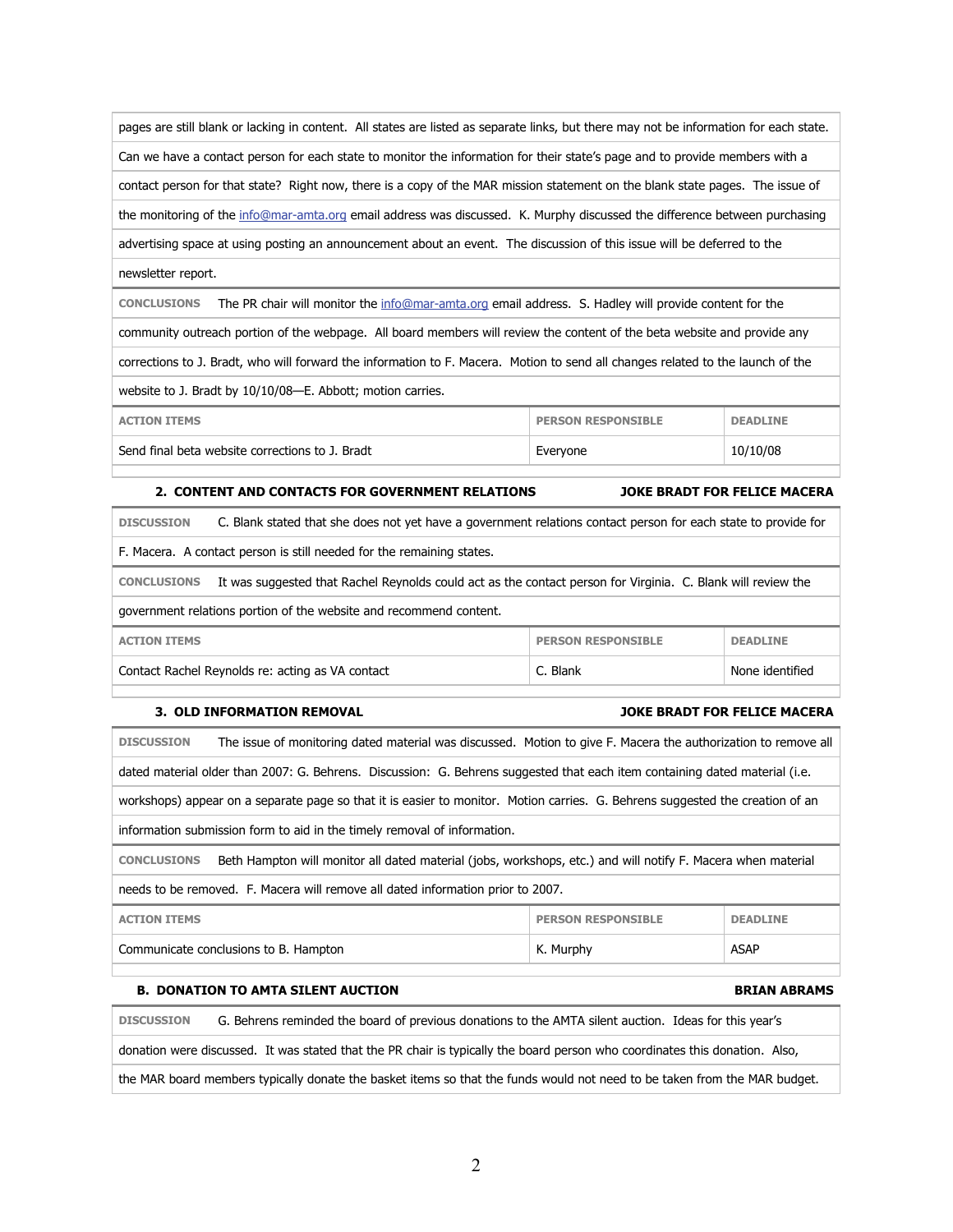pages are still blank or lacking in content. All states are listed as separate links, but there may not be information for each state. Can we have a contact person for each state to monitor the information for their state's page and to provide members with a contact person for that state? Right now, there is a copy of the MAR mission statement on the blank state pages. The issue of the monitoring of the info@mar-amta.org email address was discussed. K. Murphy discussed the difference between purchasing advertising space at using posting an announcement about an event. The discussion of this issue will be deferred to the newsletter report.

**CONCLUSIONS** The PR chair will monitor the info@mar-amta.org email address. S. Hadley will provide content for the community outreach portion of the webpage. All board members will review the content of the beta website and provide any corrections to J. Bradt, who will forward the information to F. Macera. Motion to send all changes related to the launch of the website to J. Bradt by 10/10/08—E. Abbott; motion carries.

| ACTION ITEMS | PERSON RESPONSIBLE | DEADLINE |
|---|---|---|
| Send final beta website corrections to J. Bradt | Everyone | 10/10/08 |

### 2. CONTENT AND CONTACTS FOR GOVERNMENT RELATIONS — JOKE BRADT FOR FELICE MACERA

**DISCUSSION** C. Blank stated that she does not yet have a government relations contact person for each state to provide for F. Macera. A contact person is still needed for the remaining states.

**CONCLUSIONS** It was suggested that Rachel Reynolds could act as the contact person for Virginia. C. Blank will review the government relations portion of the website and recommend content.

| ACTION ITEMS | PERSON RESPONSIBLE | DEADLINE |
|---|---|---|
| Contact Rachel Reynolds re: acting as VA contact | C. Blank | None identified |

### 3. OLD INFORMATION REMOVAL — JOKE BRADT FOR FELICE MACERA

**DISCUSSION** The issue of monitoring dated material was discussed. Motion to give F. Macera the authorization to remove all dated material older than 2007: G. Behrens. Discussion: G. Behrens suggested that each item containing dated material (i.e. workshops) appear on a separate page so that it is easier to monitor. Motion carries. G. Behrens suggested the creation of an information submission form to aid in the timely removal of information.

**CONCLUSIONS** Beth Hampton will monitor all dated material (jobs, workshops, etc.) and will notify F. Macera when material needs to be removed. F. Macera will remove all dated information prior to 2007.

| ACTION ITEMS | PERSON RESPONSIBLE | DEADLINE |
|---|---|---|
| Communicate conclusions to B. Hampton | K. Murphy | ASAP |

### B. DONATION TO AMTA SILENT AUCTION — BRIAN ABRAMS

**DISCUSSION** G. Behrens reminded the board of previous donations to the AMTA silent auction. Ideas for this year's donation were discussed. It was stated that the PR chair is typically the board person who coordinates this donation. Also, the MAR board members typically donate the basket items so that the funds would not need to be taken from the MAR budget.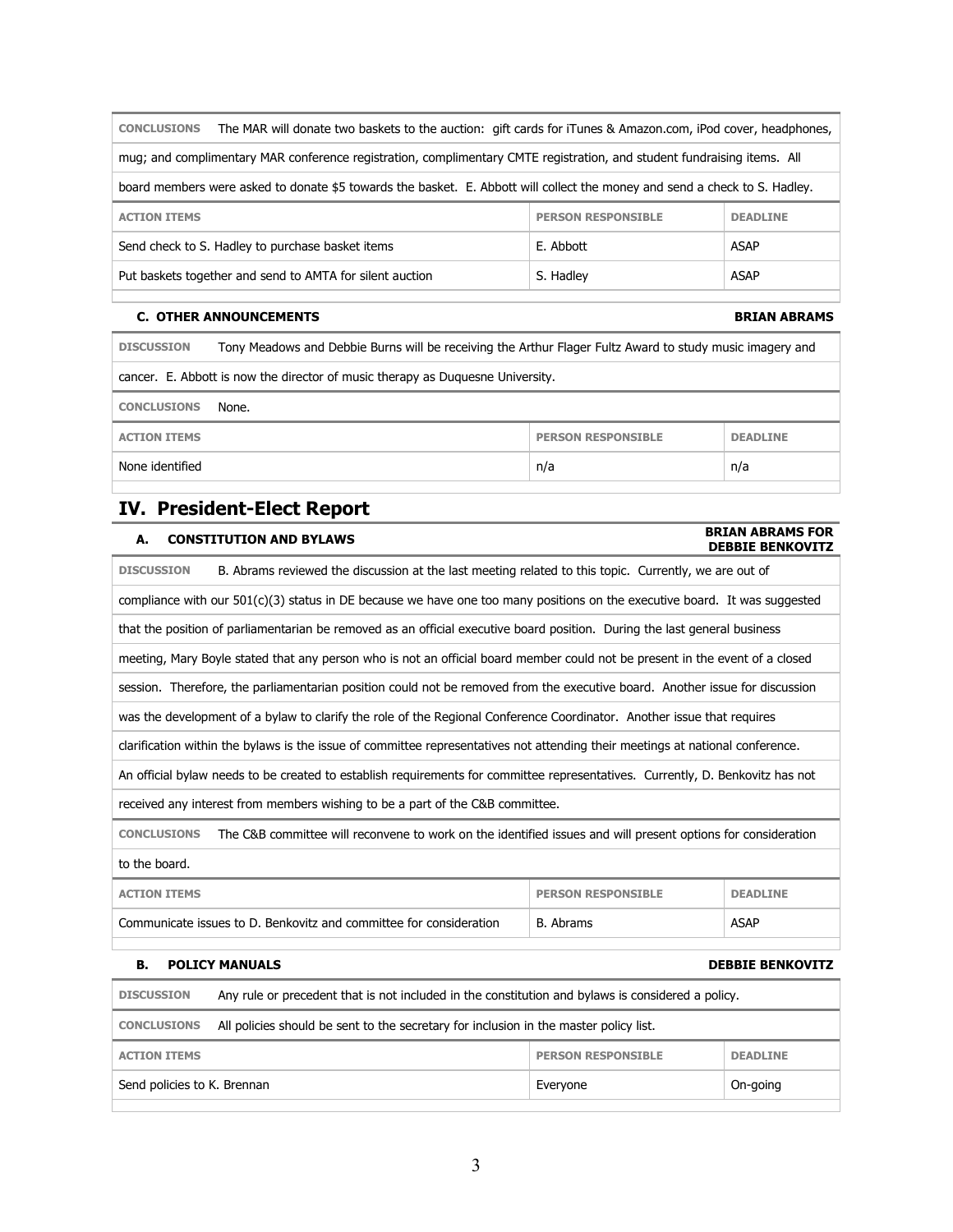**CONCLUSIONS** The MAR will donate two baskets to the auction: gift cards for iTunes & Amazon.com, iPod cover, headphones, mug; and complimentary MAR conference registration, complimentary CMTE registration, and student fundraising items. All board members were asked to donate $5 towards the basket. E. Abbott will collect the money and send a check to S. Hadley.

| ACTION ITEMS | PERSON RESPONSIBLE | DEADLINE |
|---|---|---|
| Send check to S. Hadley to purchase basket items | E. Abbott | ASAP |
| Put baskets together and send to AMTA for silent auction | S. Hadley | ASAP |

### C. OTHER ANNOUNCEMENTS — BRIAN ABRAMS

**DISCUSSION** Tony Meadows and Debbie Burns will be receiving the Arthur Flager Fultz Award to study music imagery and cancer. E. Abbott is now the director of music therapy as Duquesne University.

**CONCLUSIONS** None.

| ACTION ITEMS | PERSON RESPONSIBLE | DEADLINE |
|---|---|---|
| None identified | n/a | n/a |

## IV. President-Elect Report

### A. CONSTITUTION AND BYLAWS — BRIAN ABRAMS FOR DEBBIE BENKOVITZ

**DISCUSSION** B. Abrams reviewed the discussion at the last meeting related to this topic. Currently, we are out of compliance with our 501(c)(3) status in DE because we have one too many positions on the executive board. It was suggested that the position of parliamentarian be removed as an official executive board position. During the last general business meeting, Mary Boyle stated that any person who is not an official board member could not be present in the event of a closed session. Therefore, the parliamentarian position could not be removed from the executive board. Another issue for discussion was the development of a bylaw to clarify the role of the Regional Conference Coordinator. Another issue that requires clarification within the bylaws is the issue of committee representatives not attending their meetings at national conference. An official bylaw needs to be created to establish requirements for committee representatives. Currently, D. Benkovitz has not received any interest from members wishing to be a part of the C&B committee.

**CONCLUSIONS** The C&B committee will reconvene to work on the identified issues and will present options for consideration to the board.

| ACTION ITEMS | PERSON RESPONSIBLE | DEADLINE |
|---|---|---|
| Communicate issues to D. Benkovitz and committee for consideration | B. Abrams | ASAP |

### B. POLICY MANUALS — DEBBIE BENKOVITZ

**DISCUSSION** Any rule or precedent that is not included in the constitution and bylaws is considered a policy.

**CONCLUSIONS** All policies should be sent to the secretary for inclusion in the master policy list.

| ACTION ITEMS | PERSON RESPONSIBLE | DEADLINE |
|---|---|---|
| Send policies to K. Brennan | Everyone | On-going |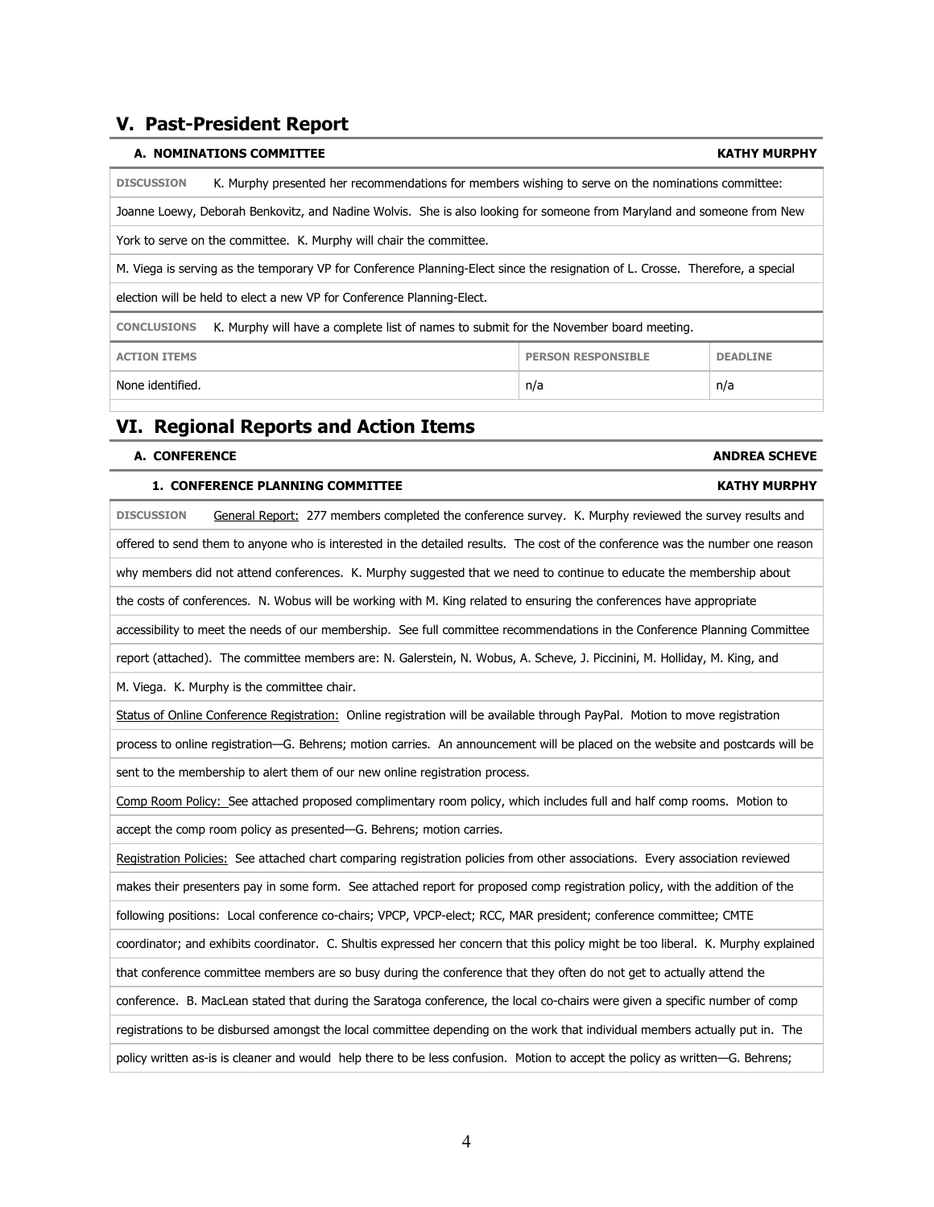## V. Past-President Report

**A. NOMINATIONS COMMITTEE** **KATHY MURPHY**

**DISCUSSION** K. Murphy presented her recommendations for members wishing to serve on the nominations committee: Joanne Loewy, Deborah Benkovitz, and Nadine Wolvis. She is also looking for someone from Maryland and someone from New York to serve on the committee. K. Murphy will chair the committee.

M. Viega is serving as the temporary VP for Conference Planning-Elect since the resignation of L. Crosse. Therefore, a special election will be held to elect a new VP for Conference Planning-Elect.

**CONCLUSIONS** K. Murphy will have a complete list of names to submit for the November board meeting.

| ACTION ITEMS | PERSON RESPONSIBLE | DEADLINE |
|---|---|---|
| None identified. | n/a | n/a |

## VI. Regional Reports and Action Items

**A. CONFERENCE** **ANDREA SCHEVE**

**1. CONFERENCE PLANNING COMMITTEE** **KATHY MURPHY**

**DISCUSSION** General Report: 277 members completed the conference survey. K. Murphy reviewed the survey results and offered to send them to anyone who is interested in the detailed results. The cost of the conference was the number one reason why members did not attend conferences. K. Murphy suggested that we need to continue to educate the membership about the costs of conferences. N. Wobus will be working with M. King related to ensuring the conferences have appropriate accessibility to meet the needs of our membership. See full committee recommendations in the Conference Planning Committee report (attached). The committee members are: N. Galerstein, N. Wobus, A. Scheve, J. Piccinini, M. Holliday, M. King, and M. Viega. K. Murphy is the committee chair.

Status of Online Conference Registration: Online registration will be available through PayPal. Motion to move registration process to online registration—G. Behrens; motion carries. An announcement will be placed on the website and postcards will be sent to the membership to alert them of our new online registration process.

Comp Room Policy: See attached proposed complimentary room policy, which includes full and half comp rooms. Motion to accept the comp room policy as presented—G. Behrens; motion carries.

Registration Policies: See attached chart comparing registration policies from other associations. Every association reviewed makes their presenters pay in some form. See attached report for proposed comp registration policy, with the addition of the following positions: Local conference co-chairs; VPCP, VPCP-elect; RCC, MAR president; conference committee; CMTE coordinator; and exhibits coordinator. C. Shultis expressed her concern that this policy might be too liberal. K. Murphy explained that conference committee members are so busy during the conference that they often do not get to actually attend the conference. B. MacLean stated that during the Saratoga conference, the local co-chairs were given a specific number of comp registrations to be disbursed amongst the local committee depending on the work that individual members actually put in. The policy written as-is is cleaner and would help there to be less confusion. Motion to accept the policy as written—G. Behrens;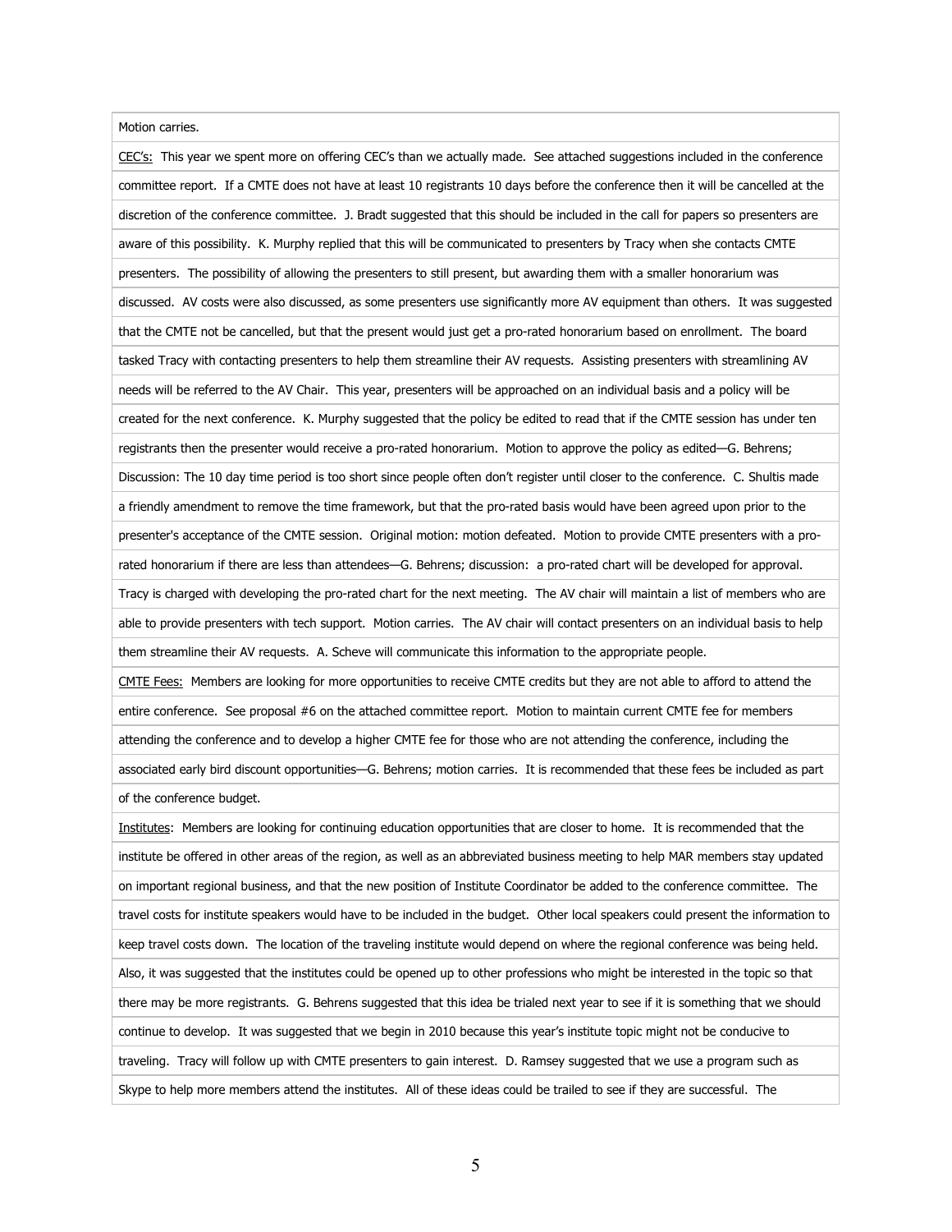Motion carries.

CEC's: This year we spent more on offering CEC's than we actually made. See attached suggestions included in the conference committee report. If a CMTE does not have at least 10 registrants 10 days before the conference then it will be cancelled at the discretion of the conference committee. J. Bradt suggested that this should be included in the call for papers so presenters are aware of this possibility. K. Murphy replied that this will be communicated to presenters by Tracy when she contacts CMTE presenters. The possibility of allowing the presenters to still present, but awarding them with a smaller honorarium was discussed. AV costs were also discussed, as some presenters use significantly more AV equipment than others. It was suggested that the CMTE not be cancelled, but that the present would just get a pro-rated honorarium based on enrollment. The board tasked Tracy with contacting presenters to help them streamline their AV requests. Assisting presenters with streamlining AV needs will be referred to the AV Chair. This year, presenters will be approached on an individual basis and a policy will be created for the next conference. K. Murphy suggested that the policy be edited to read that if the CMTE session has under ten registrants then the presenter would receive a pro-rated honorarium. Motion to approve the policy as edited—G. Behrens; Discussion: The 10 day time period is too short since people often don't register until closer to the conference. C. Shultis made a friendly amendment to remove the time framework, but that the pro-rated basis would have been agreed upon prior to the presenter's acceptance of the CMTE session. Original motion: motion defeated. Motion to provide CMTE presenters with a pro-rated honorarium if there are less than attendees—G. Behrens; discussion: a pro-rated chart will be developed for approval. Tracy is charged with developing the pro-rated chart for the next meeting. The AV chair will maintain a list of members who are able to provide presenters with tech support. Motion carries. The AV chair will contact presenters on an individual basis to help them streamline their AV requests. A. Scheve will communicate this information to the appropriate people.

CMTE Fees: Members are looking for more opportunities to receive CMTE credits but they are not able to afford to attend the entire conference. See proposal #6 on the attached committee report. Motion to maintain current CMTE fee for members attending the conference and to develop a higher CMTE fee for those who are not attending the conference, including the associated early bird discount opportunities—G. Behrens; motion carries. It is recommended that these fees be included as part of the conference budget.

Institutes: Members are looking for continuing education opportunities that are closer to home. It is recommended that the institute be offered in other areas of the region, as well as an abbreviated business meeting to help MAR members stay updated on important regional business, and that the new position of Institute Coordinator be added to the conference committee. The travel costs for institute speakers would have to be included in the budget. Other local speakers could present the information to keep travel costs down. The location of the traveling institute would depend on where the regional conference was being held. Also, it was suggested that the institutes could be opened up to other professions who might be interested in the topic so that there may be more registrants. G. Behrens suggested that this idea be trialed next year to see if it is something that we should continue to develop. It was suggested that we begin in 2010 because this year's institute topic might not be conducive to traveling. Tracy will follow up with CMTE presenters to gain interest. D. Ramsey suggested that we use a program such as Skype to help more members attend the institutes. All of these ideas could be trailed to see if they are successful. The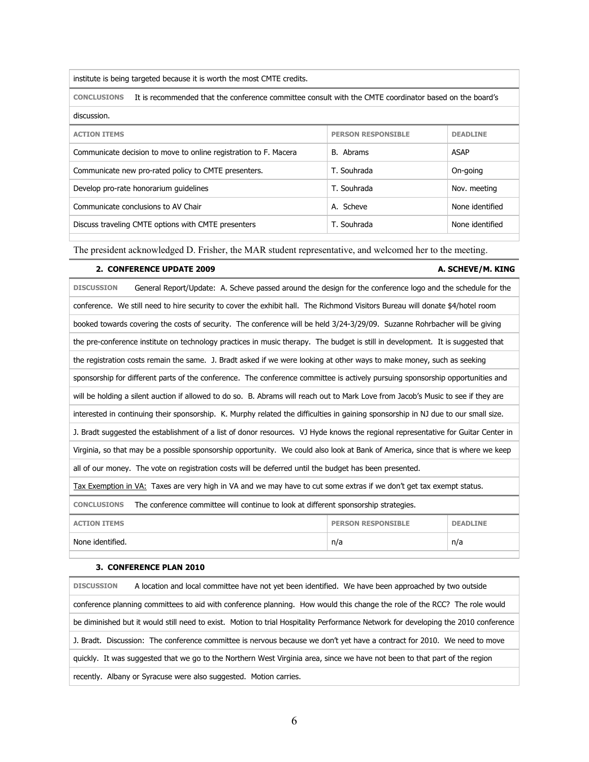institute is being targeted because it is worth the most CMTE credits.

**CONCLUSIONS** It is recommended that the conference committee consult with the CMTE coordinator based on the board's discussion.

| ACTION ITEMS | PERSON RESPONSIBLE | DEADLINE |
|---|---|---|
| Communicate decision to move to online registration to F. Macera | B. Abrams | ASAP |
| Communicate new pro-rated policy to CMTE presenters. | T. Souhrada | On-going |
| Develop pro-rate honorarium guidelines | T. Souhrada | Nov. meeting |
| Communicate conclusions to AV Chair | A. Scheve | None identified |
| Discuss traveling CMTE options with CMTE presenters | T. Souhrada | None identified |

The president acknowledged D. Frisher, the MAR student representative, and welcomed her to the meeting.

### 2. CONFERENCE UPDATE 2009 — A. SCHEVE/M. KING

**DISCUSSION** General Report/Update: A. Scheve passed around the design for the conference logo and the schedule for the conference. We still need to hire security to cover the exhibit hall. The Richmond Visitors Bureau will donate $4/hotel room booked towards covering the costs of security. The conference will be held 3/24-3/29/09. Suzanne Rohrbacher will be giving the pre-conference institute on technology practices in music therapy. The budget is still in development. It is suggested that the registration costs remain the same. J. Bradt asked if we were looking at other ways to make money, such as seeking sponsorship for different parts of the conference. The conference committee is actively pursuing sponsorship opportunities and will be holding a silent auction if allowed to do so. B. Abrams will reach out to Mark Love from Jacob's Music to see if they are interested in continuing their sponsorship. K. Murphy related the difficulties in gaining sponsorship in NJ due to our small size. J. Bradt suggested the establishment of a list of donor resources. VJ Hyde knows the regional representative for Guitar Center in Virginia, so that may be a possible sponsorship opportunity. We could also look at Bank of America, since that is where we keep all of our money. The vote on registration costs will be deferred until the budget has been presented.

<u>Tax Exemption in VA:</u> Taxes are very high in VA and we may have to cut some extras if we don't get tax exempt status.

**CONCLUSIONS** The conference committee will continue to look at different sponsorship strategies.

| ACTION ITEMS | PERSON RESPONSIBLE | DEADLINE |
|---|---|---|
| None identified. | n/a | n/a |

### 3. CONFERENCE PLAN 2010

**DISCUSSION** A location and local committee have not yet been identified. We have been approached by two outside conference planning committees to aid with conference planning. How would this change the role of the RCC? The role would be diminished but it would still need to exist. Motion to trial Hospitality Performance Network for developing the 2010 conference J. Bradt. Discussion: The conference committee is nervous because we don't yet have a contract for 2010. We need to move quickly. It was suggested that we go to the Northern West Virginia area, since we have not been to that part of the region recently. Albany or Syracuse were also suggested. Motion carries.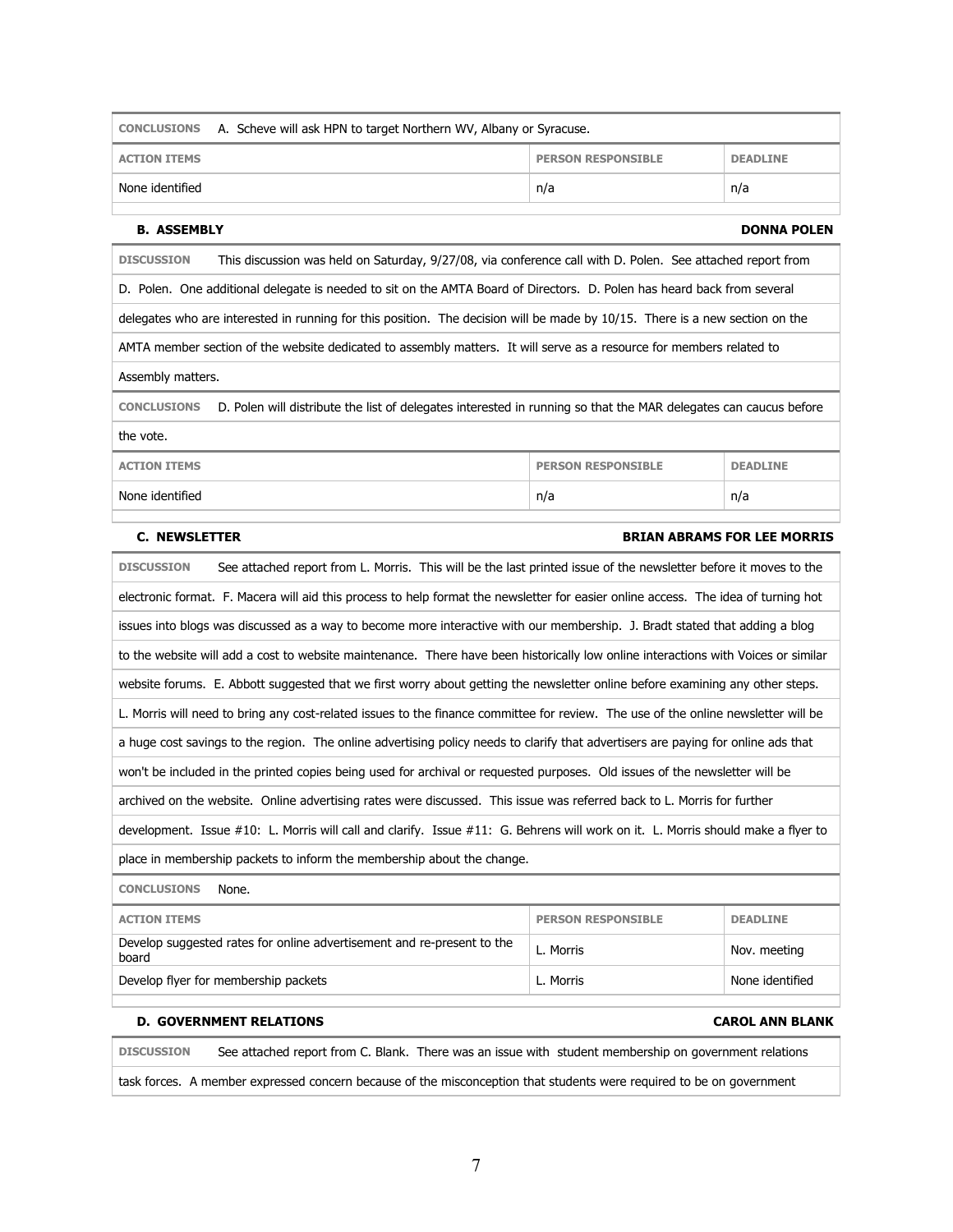| | | |
|---|---|---|
| **CONCLUSIONS** A. Scheve will ask HPN to target Northern WV, Albany or Syracuse. | | |
| **ACTION ITEMS** | **PERSON RESPONSIBLE** | **DEADLINE** |
| None identified | n/a | n/a |

**B. ASSEMBLY** **DONNA POLEN**

**DISCUSSION** This discussion was held on Saturday, 9/27/08, via conference call with D. Polen. See attached report from D. Polen. One additional delegate is needed to sit on the AMTA Board of Directors. D. Polen has heard back from several delegates who are interested in running for this position. The decision will be made by 10/15. There is a new section on the AMTA member section of the website dedicated to assembly matters. It will serve as a resource for members related to Assembly matters.

**CONCLUSIONS** D. Polen will distribute the list of delegates interested in running so that the MAR delegates can caucus before the vote.

| **ACTION ITEMS** | **PERSON RESPONSIBLE** | **DEADLINE** |
|---|---|---|
| None identified | n/a | n/a |

**C. NEWSLETTER** **BRIAN ABRAMS FOR LEE MORRIS**

**DISCUSSION** See attached report from L. Morris. This will be the last printed issue of the newsletter before it moves to the electronic format. F. Macera will aid this process to help format the newsletter for easier online access. The idea of turning hot issues into blogs was discussed as a way to become more interactive with our membership. J. Bradt stated that adding a blog to the website will add a cost to website maintenance. There have been historically low online interactions with Voices or similar website forums. E. Abbott suggested that we first worry about getting the newsletter online before examining any other steps. L. Morris will need to bring any cost-related issues to the finance committee for review. The use of the online newsletter will be a huge cost savings to the region. The online advertising policy needs to clarify that advertisers are paying for online ads that won't be included in the printed copies being used for archival or requested purposes. Old issues of the newsletter will be archived on the website. Online advertising rates were discussed. This issue was referred back to L. Morris for further development. Issue #10: L. Morris will call and clarify. Issue #11: G. Behrens will work on it. L. Morris should make a flyer to place in membership packets to inform the membership about the change.

**CONCLUSIONS** None.

| **ACTION ITEMS** | **PERSON RESPONSIBLE** | **DEADLINE** |
|---|---|---|
| Develop suggested rates for online advertisement and re-present to the board | L. Morris | Nov. meeting |
| Develop flyer for membership packets | L. Morris | None identified |

**D. GOVERNMENT RELATIONS** **CAROL ANN BLANK**

**DISCUSSION** See attached report from C. Blank. There was an issue with student membership on government relations task forces. A member expressed concern because of the misconception that students were required to be on government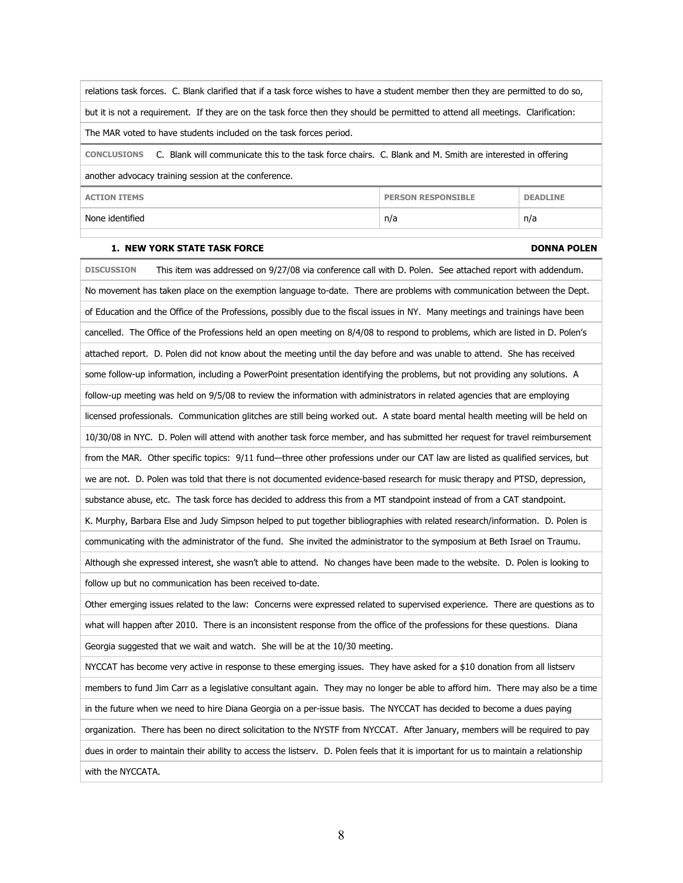relations task forces. C. Blank clarified that if a task force wishes to have a student member then they are permitted to do so, but it is not a requirement. If they are on the task force then they should be permitted to attend all meetings. Clarification: The MAR voted to have students included on the task forces period.

**CONCLUSIONS** C. Blank will communicate this to the task force chairs. C. Blank and M. Smith are interested in offering another advocacy training session at the conference.

| ACTION ITEMS | PERSON RESPONSIBLE | DEADLINE |
|---|---|---|
| None identified | n/a | n/a |

### 1. NEW YORK STATE TASK FORCE — DONNA POLEN

**DISCUSSION** This item was addressed on 9/27/08 via conference call with D. Polen. See attached report with addendum. No movement has taken place on the exemption language to-date. There are problems with communication between the Dept. of Education and the Office of the Professions, possibly due to the fiscal issues in NY. Many meetings and trainings have been cancelled. The Office of the Professions held an open meeting on 8/4/08 to respond to problems, which are listed in D. Polen's attached report. D. Polen did not know about the meeting until the day before and was unable to attend. She has received some follow-up information, including a PowerPoint presentation identifying the problems, but not providing any solutions. A follow-up meeting was held on 9/5/08 to review the information with administrators in related agencies that are employing licensed professionals. Communication glitches are still being worked out. A state board mental health meeting will be held on 10/30/08 in NYC. D. Polen will attend with another task force member, and has submitted her request for travel reimbursement from the MAR. Other specific topics: 9/11 fund—three other professions under our CAT law are listed as qualified services, but we are not. D. Polen was told that there is not documented evidence-based research for music therapy and PTSD, depression, substance abuse, etc. The task force has decided to address this from a MT standpoint instead of from a CAT standpoint. K. Murphy, Barbara Else and Judy Simpson helped to put together bibliographies with related research/information. D. Polen is communicating with the administrator of the fund. She invited the administrator to the symposium at Beth Israel on Traumu. Although she expressed interest, she wasn't able to attend. No changes have been made to the website. D. Polen is looking to follow up but no communication has been received to-date.

Other emerging issues related to the law: Concerns were expressed related to supervised experience. There are questions as to what will happen after 2010. There is an inconsistent response from the office of the professions for these questions. Diana Georgia suggested that we wait and watch. She will be at the 10/30 meeting.

NYCCAT has become very active in response to these emerging issues. They have asked for a $10 donation from all listserv members to fund Jim Carr as a legislative consultant again. They may no longer be able to afford him. There may also be a time in the future when we need to hire Diana Georgia on a per-issue basis. The NYCCAT has decided to become a dues paying organization. There has been no direct solicitation to the NYSTF from NYCCAT. After January, members will be required to pay dues in order to maintain their ability to access the listserv. D. Polen feels that it is important for us to maintain a relationship with the NYCCATA.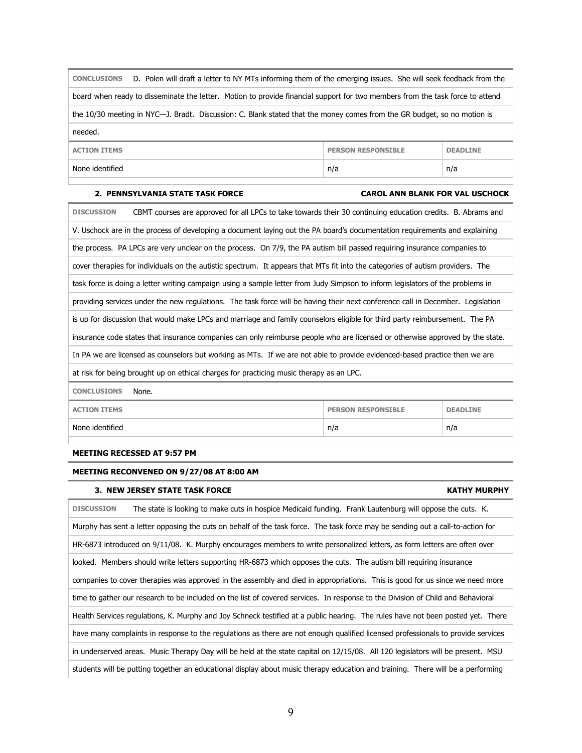**CONCLUSIONS** D. Polen will draft a letter to NY MTs informing them of the emerging issues. She will seek feedback from the board when ready to disseminate the letter. Motion to provide financial support for two members from the task force to attend the 10/30 meeting in NYC—J. Bradt. Discussion: C. Blank stated that the money comes from the GR budget, so no motion is needed.

| ACTION ITEMS | PERSON RESPONSIBLE | DEADLINE |
|---|---|---|
| None identified | n/a | n/a |

### 2. PENNSYLVANIA STATE TASK FORCE — CAROL ANN BLANK FOR VAL USCHOCK

**DISCUSSION** CBMT courses are approved for all LPCs to take towards their 30 continuing education credits. B. Abrams and V. Uschock are in the process of developing a document laying out the PA board's documentation requirements and explaining the process. PA LPCs are very unclear on the process. On 7/9, the PA autism bill passed requiring insurance companies to cover therapies for individuals on the autistic spectrum. It appears that MTs fit into the categories of autism providers. The task force is doing a letter writing campaign using a sample letter from Judy Simpson to inform legislators of the problems in providing services under the new regulations. The task force will be having their next conference call in December. Legislation is up for discussion that would make LPCs and marriage and family counselors eligible for third party reimbursement. The PA insurance code states that insurance companies can only reimburse people who are licensed or otherwise approved by the state. In PA we are licensed as counselors but working as MTs. If we are not able to provide evidenced-based practice then we are at risk for being brought up on ethical charges for practicing music therapy as an LPC.

**CONCLUSIONS** None.

| ACTION ITEMS | PERSON RESPONSIBLE | DEADLINE |
|---|---|---|
| None identified | n/a | n/a |

**MEETING RECESSED AT 9:57 PM**

**MEETING RECONVENED ON 9/27/08 AT 8:00 AM**

### 3. NEW JERSEY STATE TASK FORCE — KATHY MURPHY

**DISCUSSION** The state is looking to make cuts in hospice Medicaid funding. Frank Lautenburg will oppose the cuts. K. Murphy has sent a letter opposing the cuts on behalf of the task force. The task force may be sending out a call-to-action for HR-6873 introduced on 9/11/08. K. Murphy encourages members to write personalized letters, as form letters are often over looked. Members should write letters supporting HR-6873 which opposes the cuts. The autism bill requiring insurance companies to cover therapies was approved in the assembly and died in appropriations. This is good for us since we need more time to gather our research to be included on the list of covered services. In response to the Division of Child and Behavioral Health Services regulations, K. Murphy and Joy Schneck testified at a public hearing. The rules have not been posted yet. There have many complaints in response to the regulations as there are not enough qualified licensed professionals to provide services in underserved areas. Music Therapy Day will be held at the state capital on 12/15/08. All 120 legislators will be present. MSU students will be putting together an educational display about music therapy education and training. There will be a performing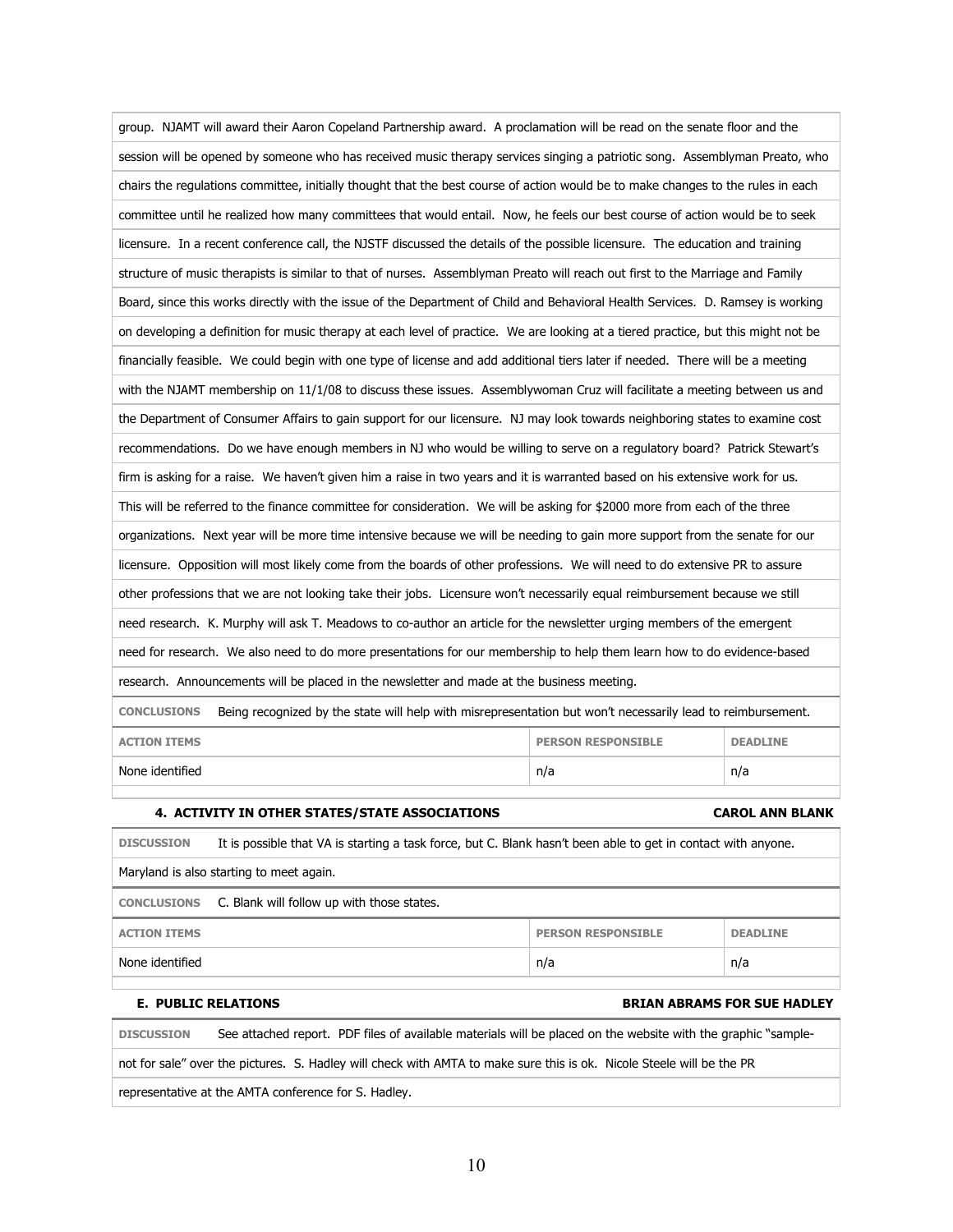group. NJAMT will award their Aaron Copeland Partnership award. A proclamation will be read on the senate floor and the session will be opened by someone who has received music therapy services singing a patriotic song. Assemblyman Preato, who chairs the regulations committee, initially thought that the best course of action would be to make changes to the rules in each committee until he realized how many committees that would entail. Now, he feels our best course of action would be to seek licensure. In a recent conference call, the NJSTF discussed the details of the possible licensure. The education and training structure of music therapists is similar to that of nurses. Assemblyman Preato will reach out first to the Marriage and Family Board, since this works directly with the issue of the Department of Child and Behavioral Health Services. D. Ramsey is working on developing a definition for music therapy at each level of practice. We are looking at a tiered practice, but this might not be financially feasible. We could begin with one type of license and add additional tiers later if needed. There will be a meeting with the NJAMT membership on 11/1/08 to discuss these issues. Assemblywoman Cruz will facilitate a meeting between us and the Department of Consumer Affairs to gain support for our licensure. NJ may look towards neighboring states to examine cost recommendations. Do we have enough members in NJ who would be willing to serve on a regulatory board? Patrick Stewart's firm is asking for a raise. We haven't given him a raise in two years and it is warranted based on his extensive work for us. This will be referred to the finance committee for consideration. We will be asking for $2000 more from each of the three organizations. Next year will be more time intensive because we will be needing to gain more support from the senate for our licensure. Opposition will most likely come from the boards of other professions. We will need to do extensive PR to assure other professions that we are not looking take their jobs. Licensure won't necessarily equal reimbursement because we still need research. K. Murphy will ask T. Meadows to co-author an article for the newsletter urging members of the emergent need for research. We also need to do more presentations for our membership to help them learn how to do evidence-based research. Announcements will be placed in the newsletter and made at the business meeting.

**CONCLUSIONS** Being recognized by the state will help with misrepresentation but won't necessarily lead to reimbursement.

| ACTION ITEMS | PERSON RESPONSIBLE | DEADLINE |
|---|---|---|
| None identified | n/a | n/a |

### 4. ACTIVITY IN OTHER STATES/STATE ASSOCIATIONS — CAROL ANN BLANK

**DISCUSSION** It is possible that VA is starting a task force, but C. Blank hasn't been able to get in contact with anyone. Maryland is also starting to meet again.

**CONCLUSIONS** C. Blank will follow up with those states.

| ACTION ITEMS | PERSON RESPONSIBLE | DEADLINE |
|---|---|---|
| None identified | n/a | n/a |

### E. PUBLIC RELATIONS — BRIAN ABRAMS FOR SUE HADLEY

**DISCUSSION** See attached report. PDF files of available materials will be placed on the website with the graphic "sample-not for sale" over the pictures. S. Hadley will check with AMTA to make sure this is ok. Nicole Steele will be the PR representative at the AMTA conference for S. Hadley.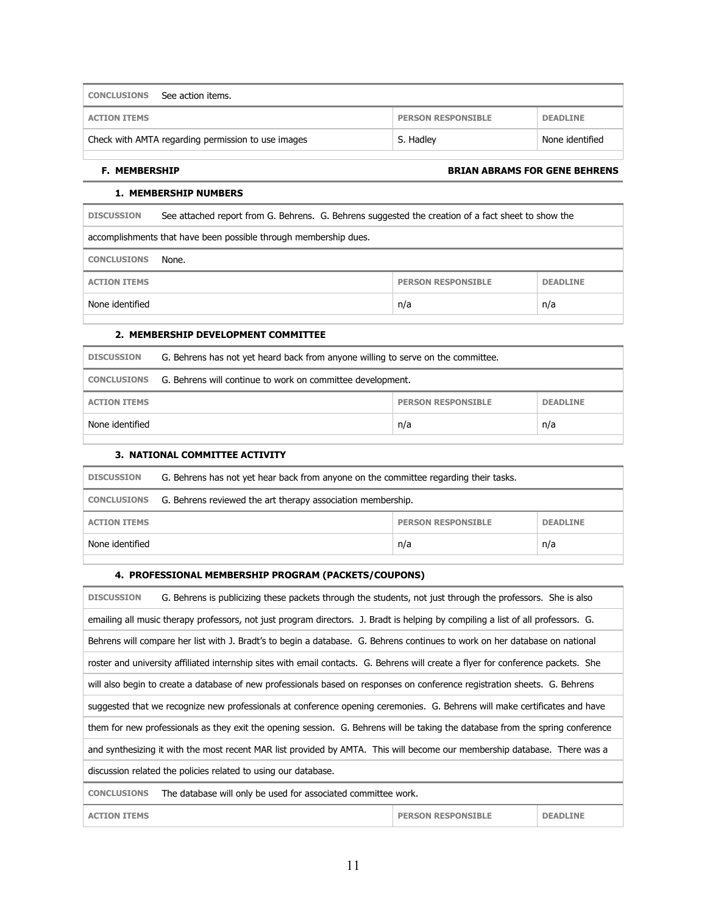| | | |
|---|---|---|
| **CONCLUSIONS** See action items. | | |
| **ACTION ITEMS** | **PERSON RESPONSIBLE** | **DEADLINE** |
| Check with AMTA regarding permission to use images | S. Hadley | None identified |

### F. MEMBERSHIP — BRIAN ABRAMS FOR GENE BEHRENS

#### 1. MEMBERSHIP NUMBERS

| | | |
|---|---|---|
| **DISCUSSION** See attached report from G. Behrens. G. Behrens suggested the creation of a fact sheet to show the accomplishments that have been possible through membership dues. | | |
| **CONCLUSIONS** None. | | |
| **ACTION ITEMS** | **PERSON RESPONSIBLE** | **DEADLINE** |
| None identified | n/a | n/a |

#### 2. MEMBERSHIP DEVELOPMENT COMMITTEE

| | | |
|---|---|---|
| **DISCUSSION** G. Behrens has not yet heard back from anyone willing to serve on the committee. | | |
| **CONCLUSIONS** G. Behrens will continue to work on committee development. | | |
| **ACTION ITEMS** | **PERSON RESPONSIBLE** | **DEADLINE** |
| None identified | n/a | n/a |

#### 3. NATIONAL COMMITTEE ACTIVITY

| | | |
|---|---|---|
| **DISCUSSION** G. Behrens has not yet hear back from anyone on the committee regarding their tasks. | | |
| **CONCLUSIONS** G. Behrens reviewed the art therapy association membership. | | |
| **ACTION ITEMS** | **PERSON RESPONSIBLE** | **DEADLINE** |
| None identified | n/a | n/a |

#### 4. PROFESSIONAL MEMBERSHIP PROGRAM (PACKETS/COUPONS)

| | | |
|---|---|---|
| **DISCUSSION** G. Behrens is publicizing these packets through the students, not just through the professors. She is also emailing all music therapy professors, not just program directors. J. Bradt is helping by compiling a list of all professors. G. Behrens will compare her list with J. Bradt's to begin a database. G. Behrens continues to work on her database on national roster and university affiliated internship sites with email contacts. G. Behrens will create a flyer for conference packets. She will also begin to create a database of new professionals based on responses on conference registration sheets. G. Behrens suggested that we recognize new professionals at conference opening ceremonies. G. Behrens will make certificates and have them for new professionals as they exit the opening session. G. Behrens will be taking the database from the spring conference and synthesizing it with the most recent MAR list provided by AMTA. This will become our membership database. There was a discussion related the policies related to using our database. | | |
| **CONCLUSIONS** The database will only be used for associated committee work. | | |
| **ACTION ITEMS** | **PERSON RESPONSIBLE** | **DEADLINE** |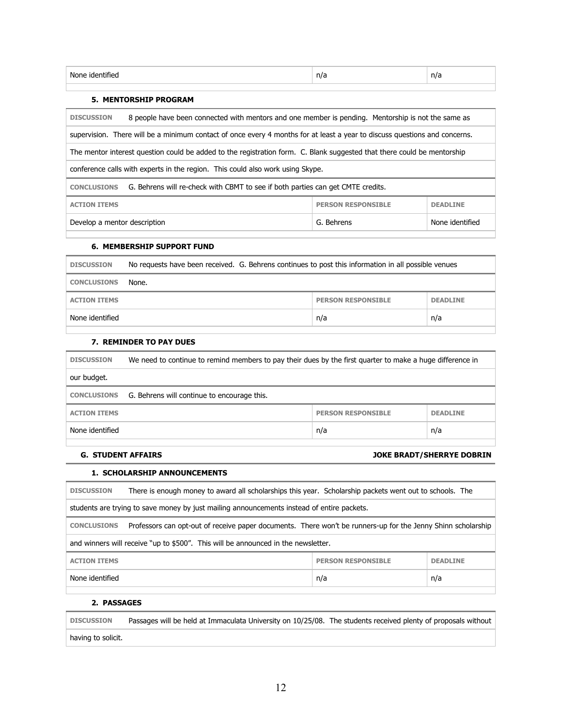| | | |
|---|---|---|
| None identified | n/a | n/a |

#### 5. MENTORSHIP PROGRAM

**DISCUSSION** 8 people have been connected with mentors and one member is pending. Mentorship is not the same as supervision. There will be a minimum contact of once every 4 months for at least a year to discuss questions and concerns. The mentor interest question could be added to the registration form. C. Blank suggested that there could be mentorship conference calls with experts in the region. This could also work using Skype.

**CONCLUSIONS** G. Behrens will re-check with CBMT to see if both parties can get CMTE credits.

| ACTION ITEMS | PERSON RESPONSIBLE | DEADLINE |
|---|---|---|
| Develop a mentor description | G. Behrens | None identified |

#### 6. MEMBERSHIP SUPPORT FUND

**DISCUSSION** No requests have been received. G. Behrens continues to post this information in all possible venues

**CONCLUSIONS** None.

| ACTION ITEMS | PERSON RESPONSIBLE | DEADLINE |
|---|---|---|
| None identified | n/a | n/a |

#### 7. REMINDER TO PAY DUES

**DISCUSSION** We need to continue to remind members to pay their dues by the first quarter to make a huge difference in our budget.

**CONCLUSIONS** G. Behrens will continue to encourage this.

| ACTION ITEMS | PERSON RESPONSIBLE | DEADLINE |
|---|---|---|
| None identified | n/a | n/a |

### G. STUDENT AFFAIRS — JOKE BRADT/SHERRYE DOBRIN

#### 1. SCHOLARSHIP ANNOUNCEMENTS

**DISCUSSION** There is enough money to award all scholarships this year. Scholarship packets went out to schools. The students are trying to save money by just mailing announcements instead of entire packets.

**CONCLUSIONS** Professors can opt-out of receive paper documents. There won't be runners-up for the Jenny Shinn scholarship and winners will receive "up to $500". This will be announced in the newsletter.

| ACTION ITEMS | PERSON RESPONSIBLE | DEADLINE |
|---|---|---|
| None identified | n/a | n/a |

#### 2. PASSAGES

**DISCUSSION** Passages will be held at Immaculata University on 10/25/08. The students received plenty of proposals without having to solicit.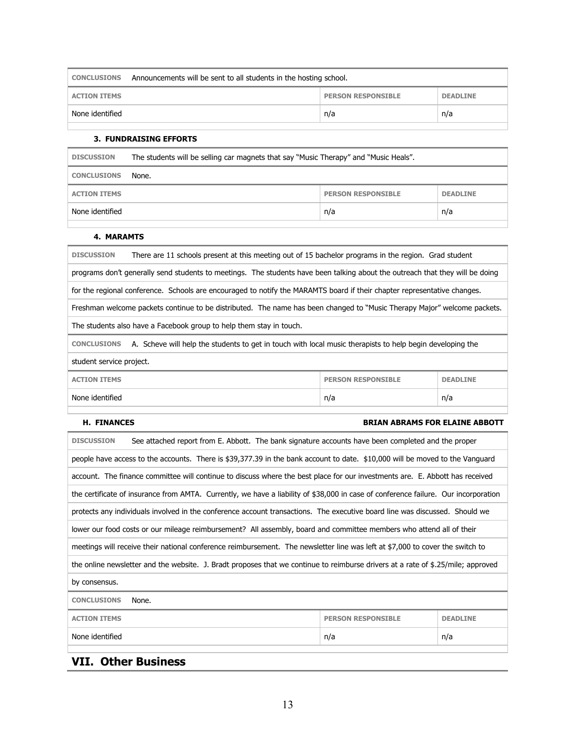| | | |
|---|---|---|
| **CONCLUSIONS** Announcements will be sent to all students in the hosting school. | | |
| **ACTION ITEMS** | **PERSON RESPONSIBLE** | **DEADLINE** |
| None identified | n/a | n/a |

#### 3. FUNDRAISING EFFORTS

| | | |
|---|---|---|
| **DISCUSSION** The students will be selling car magnets that say "Music Therapy" and "Music Heals". | | |
| **CONCLUSIONS** None. | | |
| **ACTION ITEMS** | **PERSON RESPONSIBLE** | **DEADLINE** |
| None identified | n/a | n/a |

#### 4. MARAMTS

| | | |
|---|---|---|
| **DISCUSSION** There are 11 schools present at this meeting out of 15 bachelor programs in the region. Grad student programs don't generally send students to meetings. The students have been talking about the outreach that they will be doing for the regional conference. Schools are encouraged to notify the MARAMTS board if their chapter representative changes. Freshman welcome packets continue to be distributed. The name has been changed to "Music Therapy Major" welcome packets. The students also have a Facebook group to help them stay in touch. | | |
| **CONCLUSIONS** A. Scheve will help the students to get in touch with local music therapists to help begin developing the student service project. | | |
| **ACTION ITEMS** | **PERSON RESPONSIBLE** | **DEADLINE** |
| None identified | n/a | n/a |

#### H. FINANCES — BRIAN ABRAMS FOR ELAINE ABBOTT

| | | |
|---|---|---|
| **DISCUSSION** See attached report from E. Abbott. The bank signature accounts have been completed and the proper people have access to the accounts. There is $39,377.39 in the bank account to date. $10,000 will be moved to the Vanguard account. The finance committee will continue to discuss where the best place for our investments are. E. Abbott has received the certificate of insurance from AMTA. Currently, we have a liability of $38,000 in case of conference failure. Our incorporation protects any individuals involved in the conference account transactions. The executive board line was discussed. Should we lower our food costs or our mileage reimbursement? All assembly, board and committee members who attend all of their meetings will receive their national conference reimbursement. The newsletter line was left at $7,000 to cover the switch to the online newsletter and the website. J. Bradt proposes that we continue to reimburse drivers at a rate of $.25/mile; approved by consensus. | | |
| **CONCLUSIONS** None. | | |
| **ACTION ITEMS** | **PERSON RESPONSIBLE** | **DEADLINE** |
| None identified | n/a | n/a |

## VII. Other Business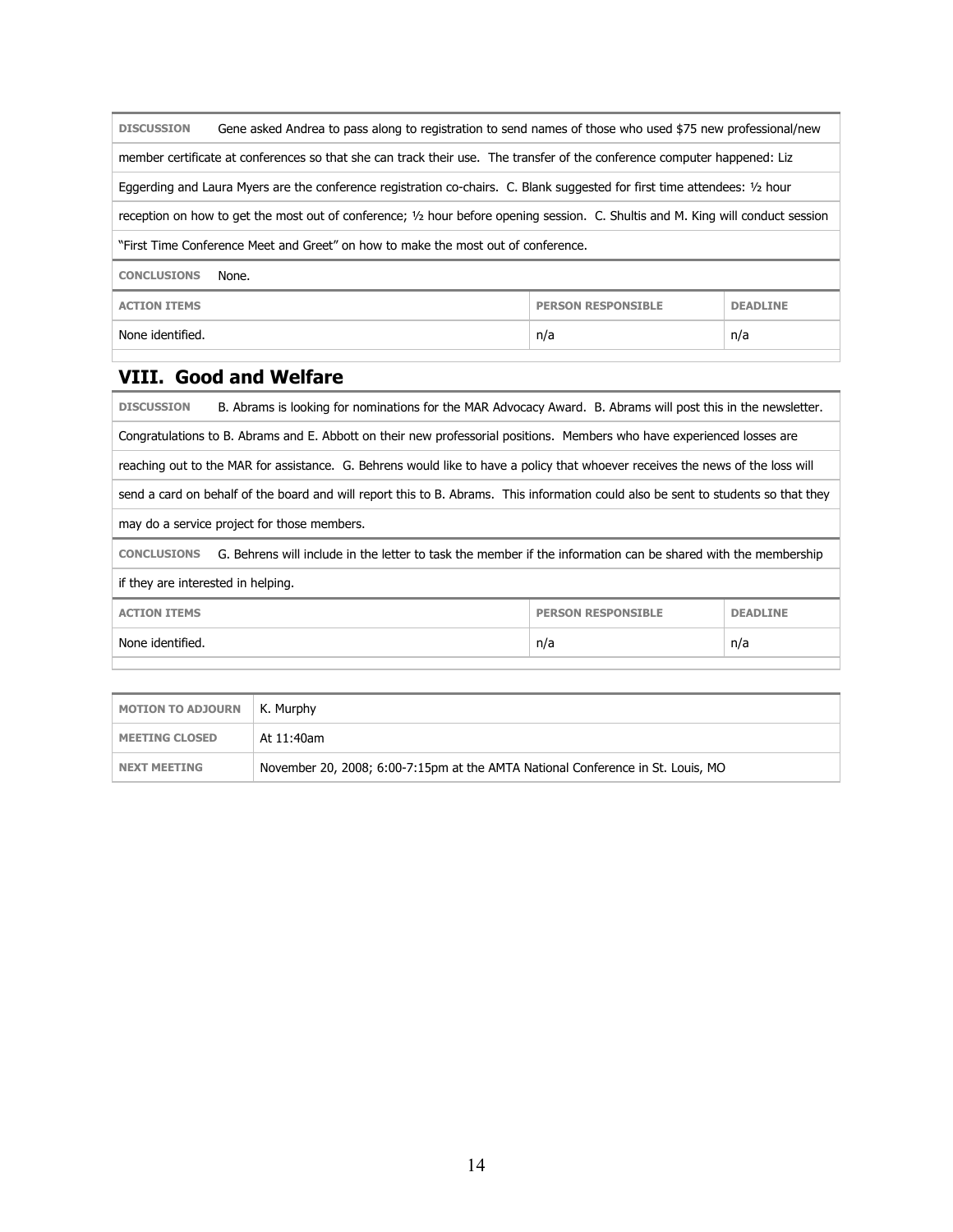| | |
|---|---|
| **DISCUSSION** | Gene asked Andrea to pass along to registration to send names of those who used $75 new professional/new member certificate at conferences so that she can track their use. The transfer of the conference computer happened: Liz Eggerding and Laura Myers are the conference registration co-chairs. C. Blank suggested for first time attendees: ½ hour reception on how to get the most out of conference; ½ hour before opening session. C. Shultis and M. King will conduct session "First Time Conference Meet and Greet" on how to make the most out of conference. |
| **CONCLUSIONS** | None. |

| ACTION ITEMS | PERSON RESPONSIBLE | DEADLINE |
|---|---|---|
| None identified. | n/a | n/a |

## VIII. Good and Welfare

| | |
|---|---|
| **DISCUSSION** | B. Abrams is looking for nominations for the MAR Advocacy Award. B. Abrams will post this in the newsletter. Congratulations to B. Abrams and E. Abbott on their new professorial positions. Members who have experienced losses are reaching out to the MAR for assistance. G. Behrens would like to have a policy that whoever receives the news of the loss will send a card on behalf of the board and will report this to B. Abrams. This information could also be sent to students so that they may do a service project for those members. |
| **CONCLUSIONS** | G. Behrens will include in the letter to task the member if the information can be shared with the membership if they are interested in helping. |

| ACTION ITEMS | PERSON RESPONSIBLE | DEADLINE |
|---|---|---|
| None identified. | n/a | n/a |

| | |
|---|---|
| **MOTION TO ADJOURN** | K. Murphy |
| **MEETING CLOSED** | At 11:40am |
| **NEXT MEETING** | November 20, 2008; 6:00-7:15pm at the AMTA National Conference in St. Louis, MO |